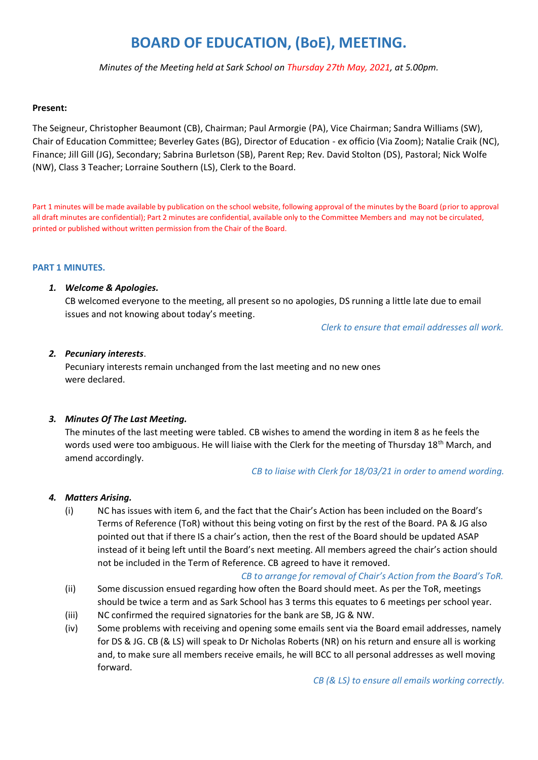# BOARD OF EDUCATION, (BoE), MEETING.

*Minutes of the Meeting held at Sark School on Thursday 27th May, 2021, at 5.00pm.*

**Present:**

The Seigneur, Christopher Beaumont (CB), Chairman; Paul Armorgie (PA), Vice Chairman; Sandra Williams (SW), Chair of Education Committee; Beverley Gates (BG), Director of Education - ex officio (Via Zoom); Natalie Craik (NC), Finance; Jill Gill (JG), Secondary; Sabrina Burletson (SB), Parent Rep; Rev. David Stolton (DS), Pastoral; Nick Wolfe (NW), Class 3 Teacher; Lorraine Southern (LS), Clerk to the Board.

Part 1 minutes will be made available by publication on the school website, following approval of the minutes by the Board (prior to approval all draft minutes are confidential); Part 2 minutes are confidential, available only to the Committee Members and may not be circulated, printed or published without written permission from the Chair of the Board.

## PART 1 MINUTES.

1. ***Welcome & Apologies.***
   CB welcomed everyone to the meeting, all present so no apologies, DS running a little late due to email issues and not knowing about today's meeting.

   *Clerk to ensure that email addresses all work.*

2. ***Pecuniary interests***.
   Pecuniary interests remain unchanged from the last meeting and no new ones were declared.

3. ***Minutes Of The Last Meeting.***
   The minutes of the last meeting were tabled. CB wishes to amend the wording in item 8 as he feels the words used were too ambiguous. He will liaise with the Clerk for the meeting of Thursday 18th March, and amend accordingly.

   *CB to liaise with Clerk for 18/03/21 in order to amend wording.*

4. ***Matters Arising.***
   (i) NC has issues with item 6, and the fact that the Chair's Action has been included on the Board's Terms of Reference (ToR) without this being voting on first by the rest of the Board. PA & JG also pointed out that if there IS a chair's action, then the rest of the Board should be updated ASAP instead of it being left until the Board's next meeting. All members agreed the chair's action should not be included in the Term of Reference. CB agreed to have it removed.

   *CB to arrange for removal of Chair's Action from the Board's ToR.*

   (ii) Some discussion ensued regarding how often the Board should meet. As per the ToR, meetings should be twice a term and as Sark School has 3 terms this equates to 6 meetings per school year.

   (iii) NC confirmed the required signatories for the bank are SB, JG & NW.

   (iv) Some problems with receiving and opening some emails sent via the Board email addresses, namely for DS & JG. CB (& LS) will speak to Dr Nicholas Roberts (NR) on his return and ensure all is working and, to make sure all members receive emails, he will BCC to all personal addresses as well moving forward.

   *CB (& LS) to ensure all emails working correctly.*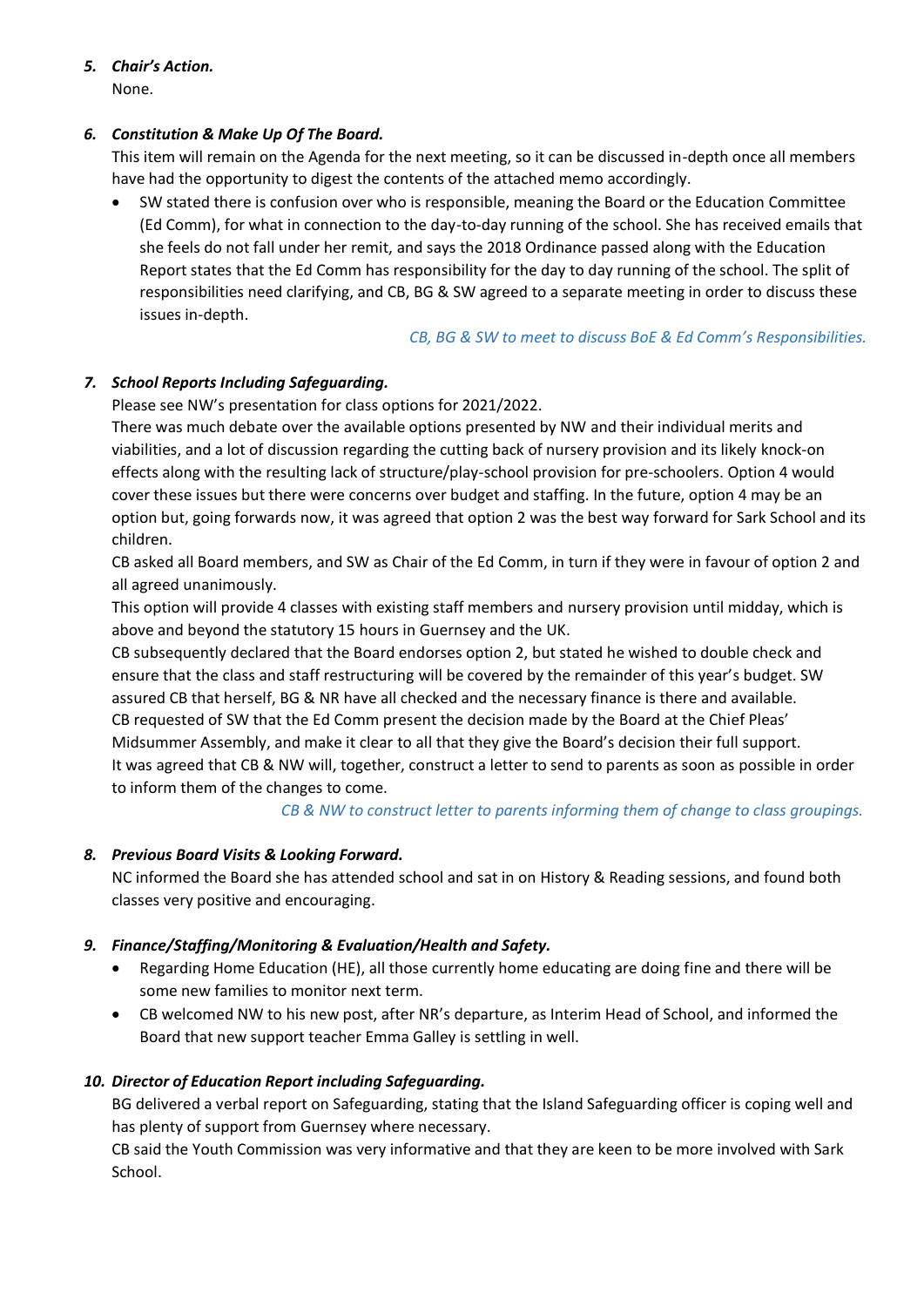5. ***Chair's Action.***
   None.

6. ***Constitution & Make Up Of The Board.***
   This item will remain on the Agenda for the next meeting, so it can be discussed in-depth once all members have had the opportunity to digest the contents of the attached memo accordingly.
   - SW stated there is confusion over who is responsible, meaning the Board or the Education Committee (Ed Comm), for what in connection to the day-to-day running of the school. She has received emails that she feels do not fall under her remit, and says the 2018 Ordinance passed along with the Education Report states that the Ed Comm has responsibility for the day to day running of the school. The split of responsibilities need clarifying, and CB, BG & SW agreed to a separate meeting in order to discuss these issues in-depth.

   *CB, BG & SW to meet to discuss BoE & Ed Comm's Responsibilities.*

7. ***School Reports Including Safeguarding.***
   Please see NW's presentation for class options for 2021/2022.
   There was much debate over the available options presented by NW and their individual merits and viabilities, and a lot of discussion regarding the cutting back of nursery provision and its likely knock-on effects along with the resulting lack of structure/play-school provision for pre-schoolers. Option 4 would cover these issues but there were concerns over budget and staffing. In the future, option 4 may be an option but, going forwards now, it was agreed that option 2 was the best way forward for Sark School and its children.
   CB asked all Board members, and SW as Chair of the Ed Comm, in turn if they were in favour of option 2 and all agreed unanimously.
   This option will provide 4 classes with existing staff members and nursery provision until midday, which is above and beyond the statutory 15 hours in Guernsey and the UK.
   CB subsequently declared that the Board endorses option 2, but stated he wished to double check and ensure that the class and staff restructuring will be covered by the remainder of this year's budget. SW assured CB that herself, BG & NR have all checked and the necessary finance is there and available.
   CB requested of SW that the Ed Comm present the decision made by the Board at the Chief Pleas' Midsummer Assembly, and make it clear to all that they give the Board's decision their full support.
   It was agreed that CB & NW will, together, construct a letter to send to parents as soon as possible in order to inform them of the changes to come.

   *CB & NW to construct letter to parents informing them of change to class groupings.*

8. ***Previous Board Visits & Looking Forward.***
   NC informed the Board she has attended school and sat in on History & Reading sessions, and found both classes very positive and encouraging.

9. ***Finance/Staffing/Monitoring & Evaluation/Health and Safety.***
   - Regarding Home Education (HE), all those currently home educating are doing fine and there will be some new families to monitor next term.
   - CB welcomed NW to his new post, after NR's departure, as Interim Head of School, and informed the Board that new support teacher Emma Galley is settling in well.

10. ***Director of Education Report including Safeguarding.***
    BG delivered a verbal report on Safeguarding, stating that the Island Safeguarding officer is coping well and has plenty of support from Guernsey where necessary.
    CB said the Youth Commission was very informative and that they are keen to be more involved with Sark School.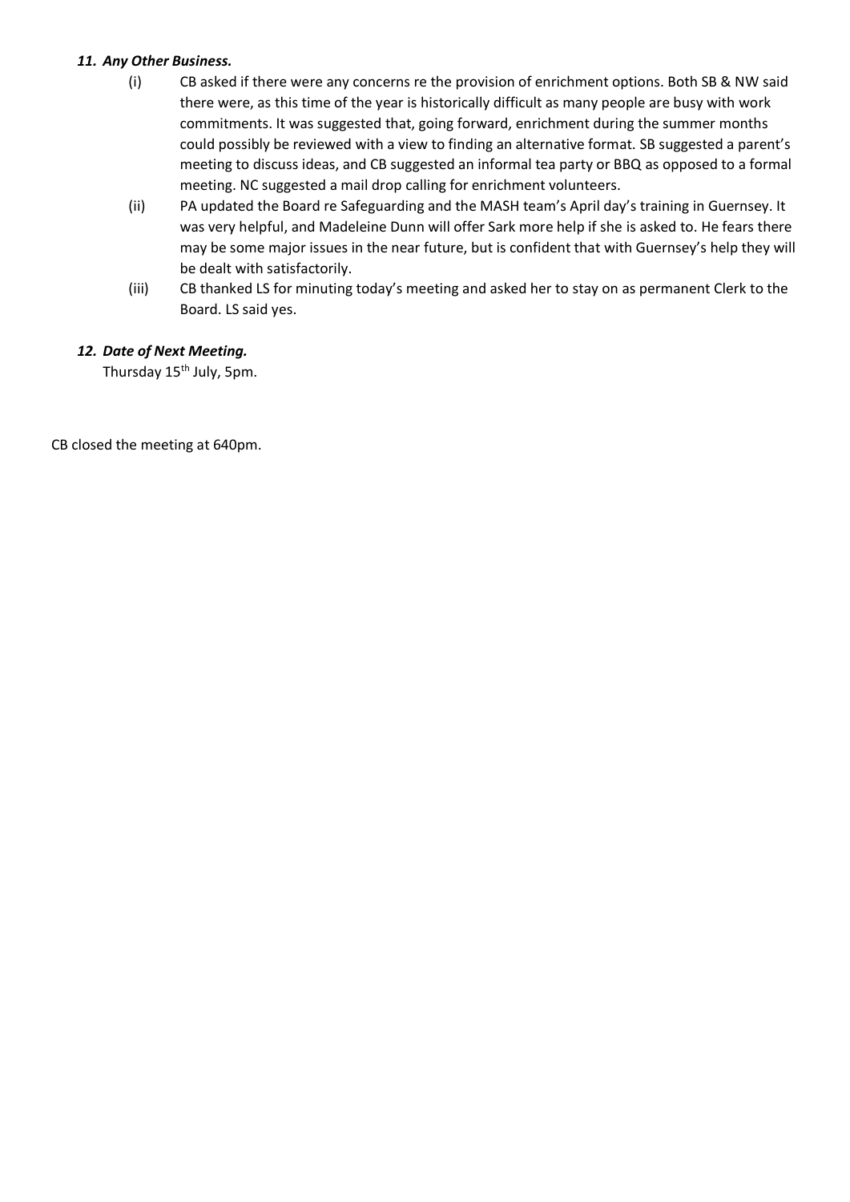### *11. Any Other Business.*

(i) CB asked if there were any concerns re the provision of enrichment options. Both SB & NW said there were, as this time of the year is historically difficult as many people are busy with work commitments. It was suggested that, going forward, enrichment during the summer months could possibly be reviewed with a view to finding an alternative format. SB suggested a parent's meeting to discuss ideas, and CB suggested an informal tea party or BBQ as opposed to a formal meeting. NC suggested a mail drop calling for enrichment volunteers.

(ii) PA updated the Board re Safeguarding and the MASH team's April day's training in Guernsey. It was very helpful, and Madeleine Dunn will offer Sark more help if she is asked to. He fears there may be some major issues in the near future, but is confident that with Guernsey's help they will be dealt with satisfactorily.

(iii) CB thanked LS for minuting today's meeting and asked her to stay on as permanent Clerk to the Board. LS said yes.

### *12. Date of Next Meeting.*

Thursday 15th July, 5pm.

CB closed the meeting at 640pm.